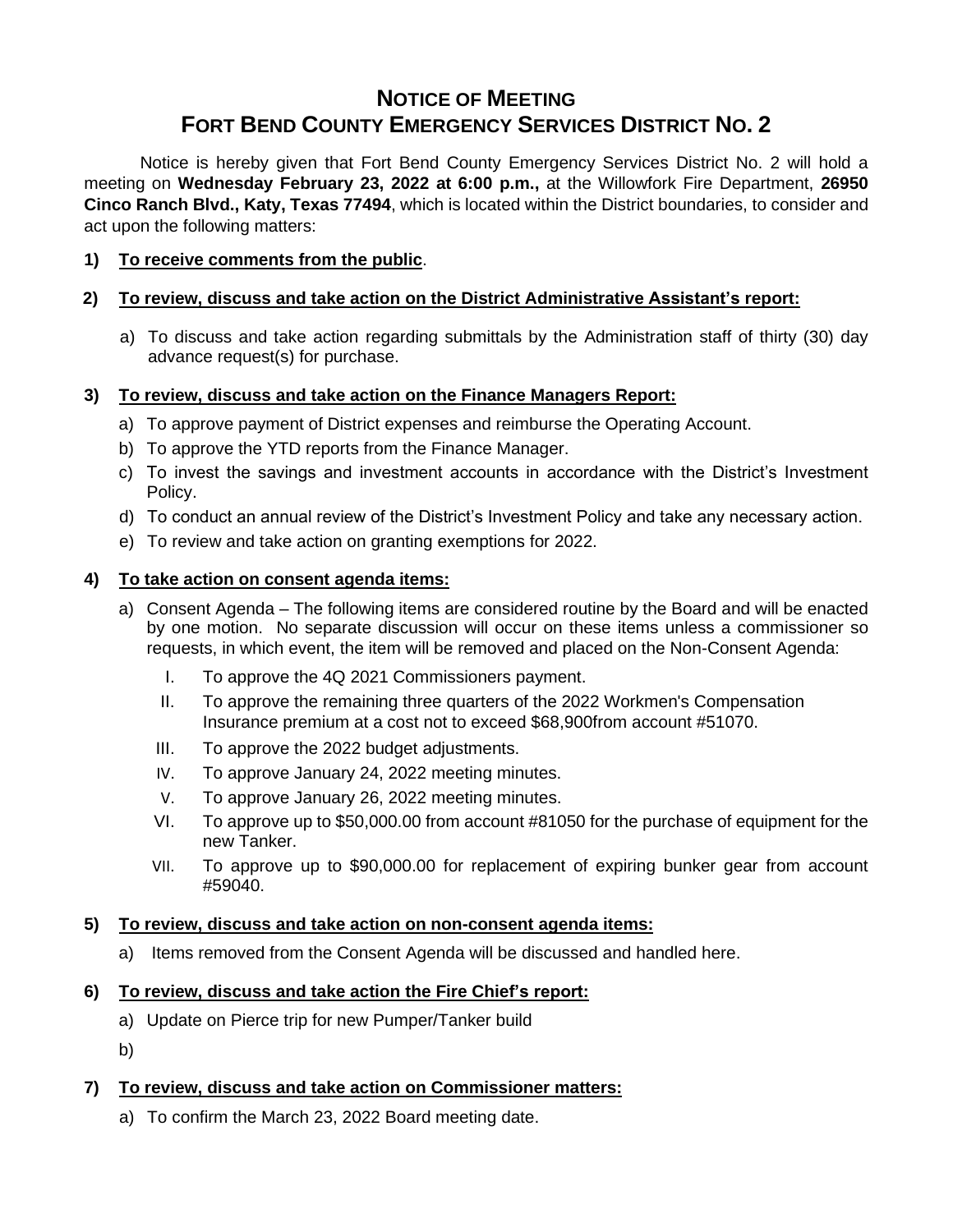# NOTICE OF MEETING
# FORT BEND COUNTY EMERGENCY SERVICES DISTRICT NO. 2

Notice is hereby given that Fort Bend County Emergency Services District No. 2 will hold a meeting on **Wednesday February 23, 2022 at 6:00 p.m.,** at the Willowfork Fire Department, **26950 Cinco Ranch Blvd., Katy, Texas 77494**, which is located within the District boundaries, to consider and act upon the following matters:

**1) <u>To receive comments from the public</u>.**

**2) <u>To review, discuss and take action on the District Administrative Assistant's report:</u>**

a) To discuss and take action regarding submittals by the Administration staff of thirty (30) day advance request(s) for purchase.

**3) <u>To review, discuss and take action on the Finance Managers Report:</u>**

a) To approve payment of District expenses and reimburse the Operating Account.
b) To approve the YTD reports from the Finance Manager.
c) To invest the savings and investment accounts in accordance with the District's Investment Policy.
d) To conduct an annual review of the District's Investment Policy and take any necessary action.
e) To review and take action on granting exemptions for 2022.

**4) <u>To take action on consent agenda items:</u>**

a) Consent Agenda – The following items are considered routine by the Board and will be enacted by one motion. No separate discussion will occur on these items unless a commissioner so requests, in which event, the item will be removed and placed on the Non-Consent Agenda:

I. To approve the 4Q 2021 Commissioners payment.
II. To approve the remaining three quarters of the 2022 Workmen's Compensation Insurance premium at a cost not to exceed $68,900from account #51070.
III. To approve the 2022 budget adjustments.
IV. To approve January 24, 2022 meeting minutes.
V. To approve January 26, 2022 meeting minutes.
VI. To approve up to $50,000.00 from account #81050 for the purchase of equipment for the new Tanker.
VII. To approve up to $90,000.00 for replacement of expiring bunker gear from account #59040.

**5) <u>To review, discuss and take action on non-consent agenda items:</u>**

a) Items removed from the Consent Agenda will be discussed and handled here.

**6) <u>To review, discuss and take action the Fire Chief's report:</u>**

a) Update on Pierce trip for new Pumper/Tanker build
b)

**7) <u>To review, discuss and take action on Commissioner matters:</u>**

a) To confirm the March 23, 2022 Board meeting date.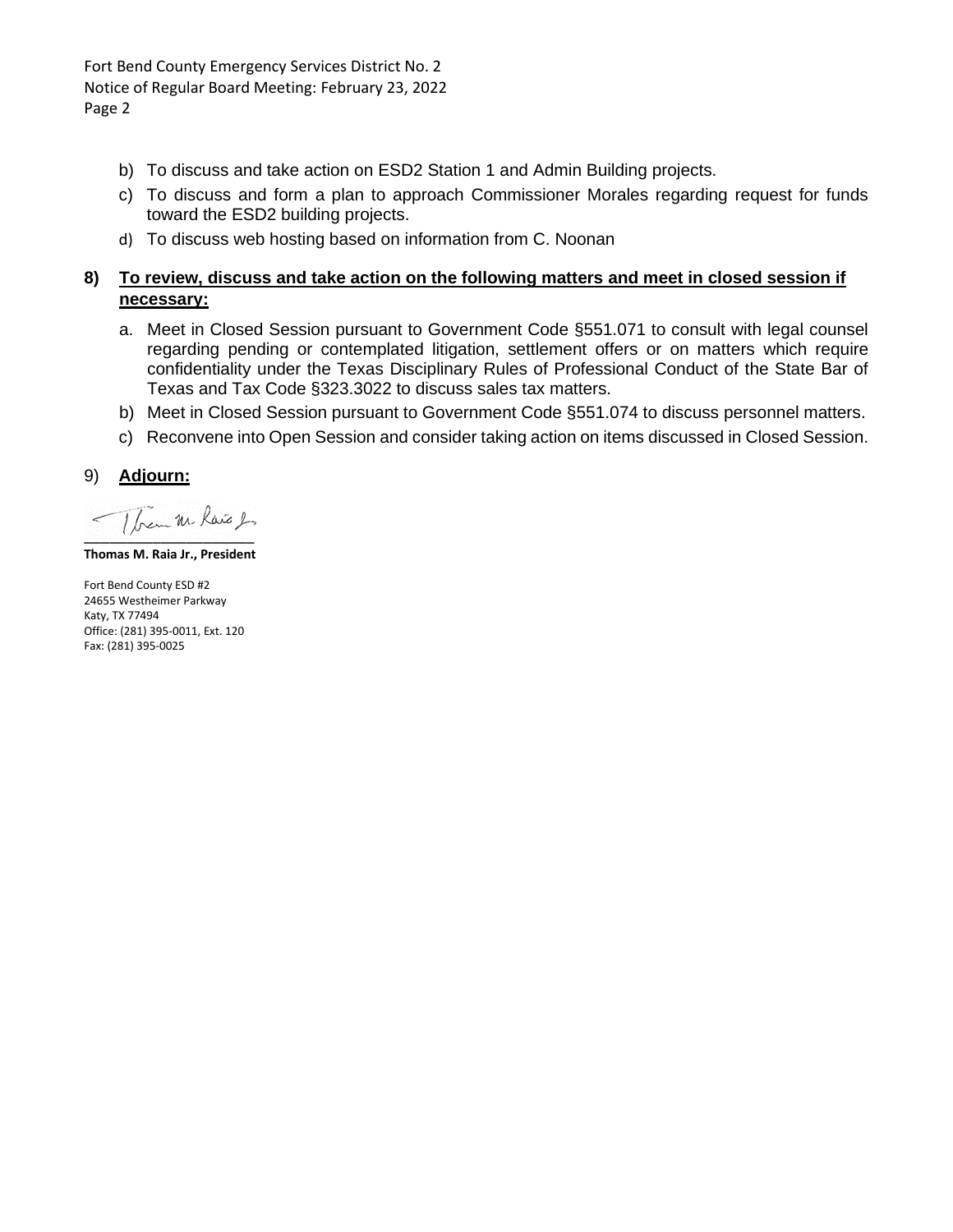b) To discuss and take action on ESD2 Station 1 and Admin Building projects.
c) To discuss and form a plan to approach Commissioner Morales regarding request for funds toward the ESD2 building projects.
d) To discuss web hosting based on information from C. Noonan

**8) To review, discuss and take action on the following matters and meet in closed session if necessary:**

a. Meet in Closed Session pursuant to Government Code §551.071 to consult with legal counsel regarding pending or contemplated litigation, settlement offers or on matters which require confidentiality under the Texas Disciplinary Rules of Professional Conduct of the State Bar of Texas and Tax Code §323.3022 to discuss sales tax matters.
b) Meet in Closed Session pursuant to Government Code §551.074 to discuss personnel matters.
c) Reconvene into Open Session and consider taking action on items discussed in Closed Session.

9) **Adjourn:**

**Thomas M. Raia Jr., President**

Fort Bend County ESD #2
24655 Westheimer Parkway
Katy, TX 77494
Office: (281) 395-0011, Ext. 120
Fax: (281) 395-0025